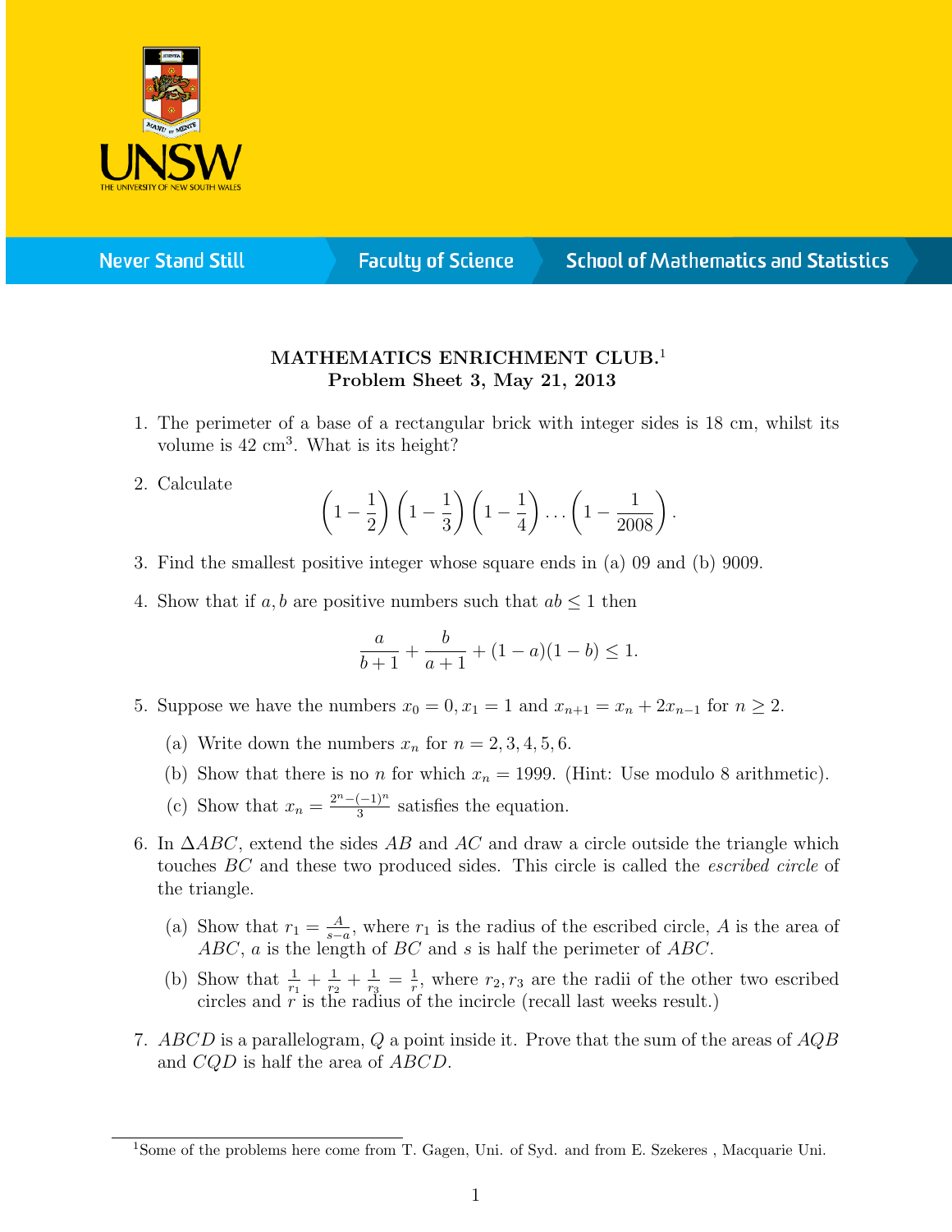**MATHEMATICS ENRICHMENT CLUB.**[1]
**Problem Sheet 3, May 21, 2013**

1. The perimeter of a base of a rectangular brick with integer sides is 18 cm, whilst its volume is 42 cm$^3$. What is its height?

2. Calculate
$$\left(1-\frac{1}{2}\right)\left(1-\frac{1}{3}\right)\left(1-\frac{1}{4}\right)\ldots\left(1-\frac{1}{2008}\right).$$

3. Find the smallest positive integer whose square ends in (a) 09 and (b) 9009.

4. Show that if $a, b$ are positive numbers such that $ab \leq 1$ then
$$\frac{a}{b+1}+\frac{b}{a+1}+(1-a)(1-b)\leq 1.$$

5. Suppose we have the numbers $x_0 = 0, x_1 = 1$ and $x_{n+1} = x_n + 2x_{n-1}$ for $n \geq 2$.
   (a) Write down the numbers $x_n$ for $n = 2, 3, 4, 5, 6$.
   (b) Show that there is no $n$ for which $x_n = 1999$. (Hint: Use modulo 8 arithmetic).
   (c) Show that $x_n = \frac{2^n-(-1)^n}{3}$ satisfies the equation.

6. In $\Delta ABC$, extend the sides $AB$ and $AC$ and draw a circle outside the triangle which touches $BC$ and these two produced sides. This circle is called the *escribed circle* of the triangle.
   (a) Show that $r_1 = \frac{A}{s-a}$, where $r_1$ is the radius of the escribed circle, $A$ is the area of $ABC$, $a$ is the length of $BC$ and $s$ is half the perimeter of $ABC$.
   (b) Show that $\frac{1}{r_1}+\frac{1}{r_2}+\frac{1}{r_3}=\frac{1}{r}$, where $r_2, r_3$ are the radii of the other two escribed circles and $r$ is the radius of the incircle (recall last weeks result.)

7. $ABCD$ is a parallelogram, $Q$ a point inside it. Prove that the sum of the areas of $AQB$ and $CQD$ is half the area of $ABCD$.

[1] Some of the problems here come from T. Gagen, Uni. of Syd. and from E. Szekeres , Macquarie Uni.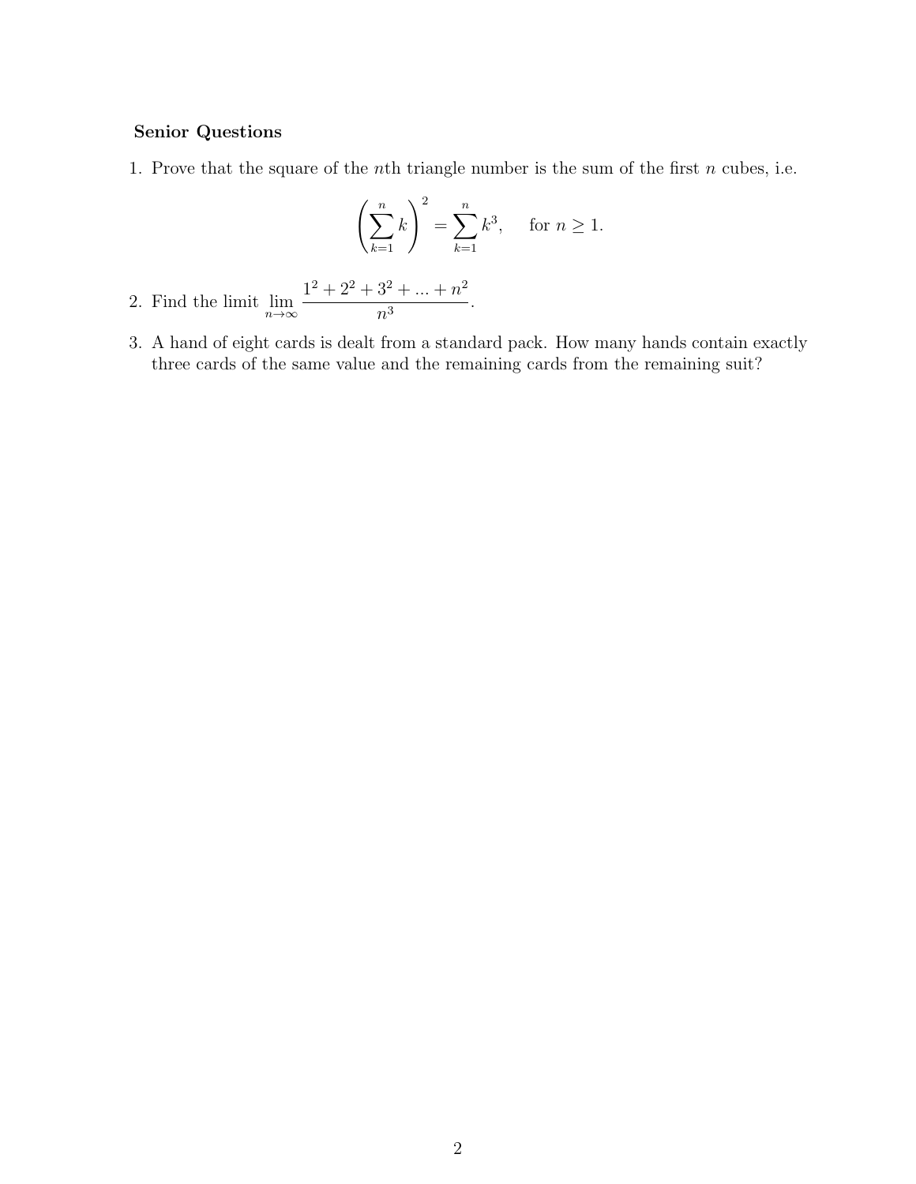**Senior Questions**

1. Prove that the square of the $n$th triangle number is the sum of the first $n$ cubes, i.e.

$$\left(\sum_{k=1}^{n} k\right)^2 = \sum_{k=1}^{n} k^3, \quad \text{for } n \geq 1.$$

2. Find the limit $\lim_{n\to\infty} \dfrac{1^2 + 2^2 + 3^2 + ... + n^2}{n^3}$.

3. A hand of eight cards is dealt from a standard pack. How many hands contain exactly three cards of the same value and the remaining cards from the remaining suit?